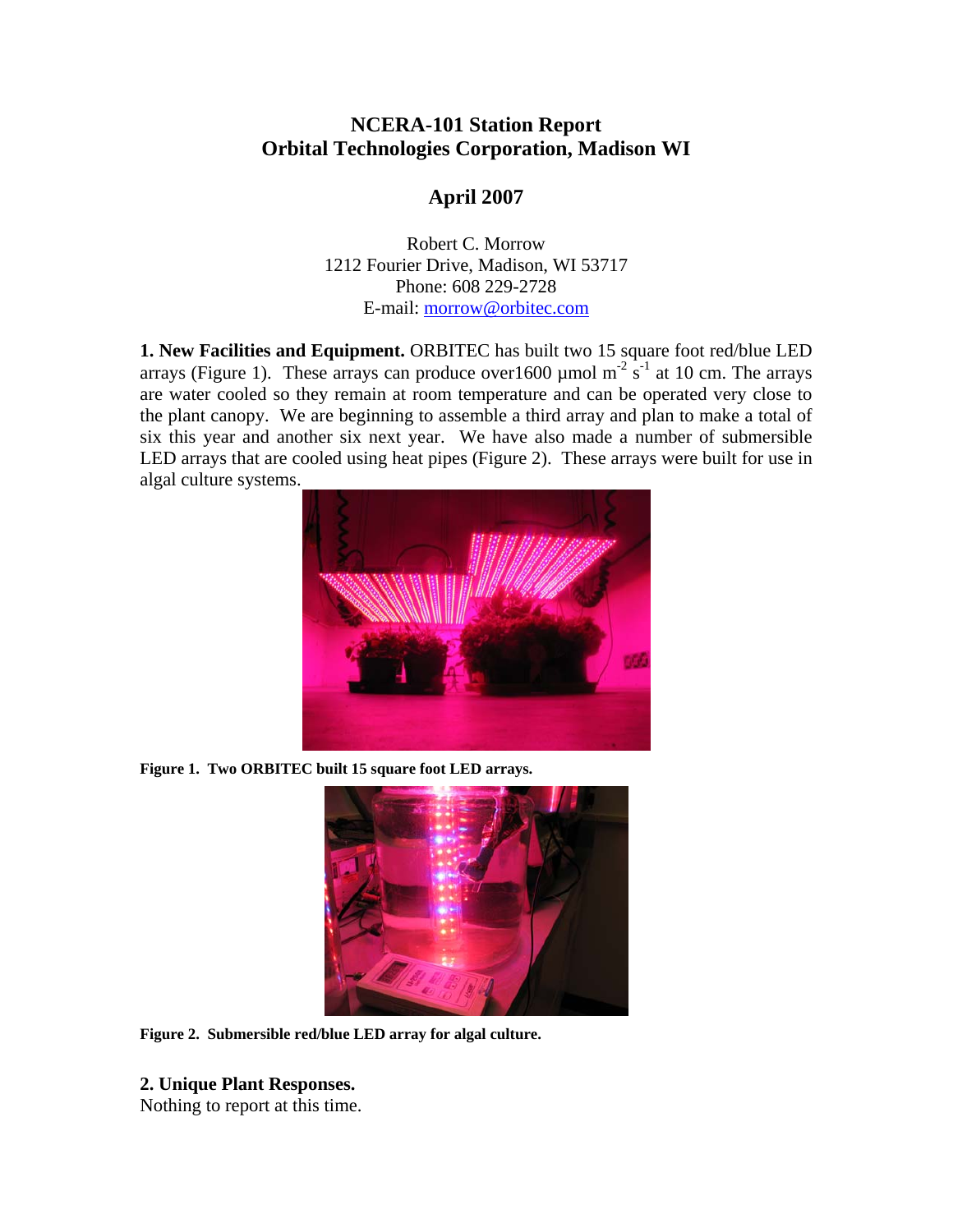# NCERA-101 Station Report
# Orbital Technologies Corporation, Madison WI

## April 2007

Robert C. Morrow
1212 Fourier Drive, Madison, WI 53717
Phone: 608 229-2728
E-mail: morrow@orbitec.com

**1. New Facilities and Equipment.** ORBITEC has built two 15 square foot red/blue LED arrays (Figure 1). These arrays can produce over1600 µmol $m^{-2}$ $s^{-1}$ at 10 cm. The arrays are water cooled so they remain at room temperature and can be operated very close to the plant canopy. We are beginning to assemble a third array and plan to make a total of six this year and another six next year. We have also made a number of submersible LED arrays that are cooled using heat pipes (Figure 2). These arrays were built for use in algal culture systems.

**Figure 1. Two ORBITEC built 15 square foot LED arrays.**

**Figure 2. Submersible red/blue LED array for algal culture.**

**2. Unique Plant Responses.**
Nothing to report at this time.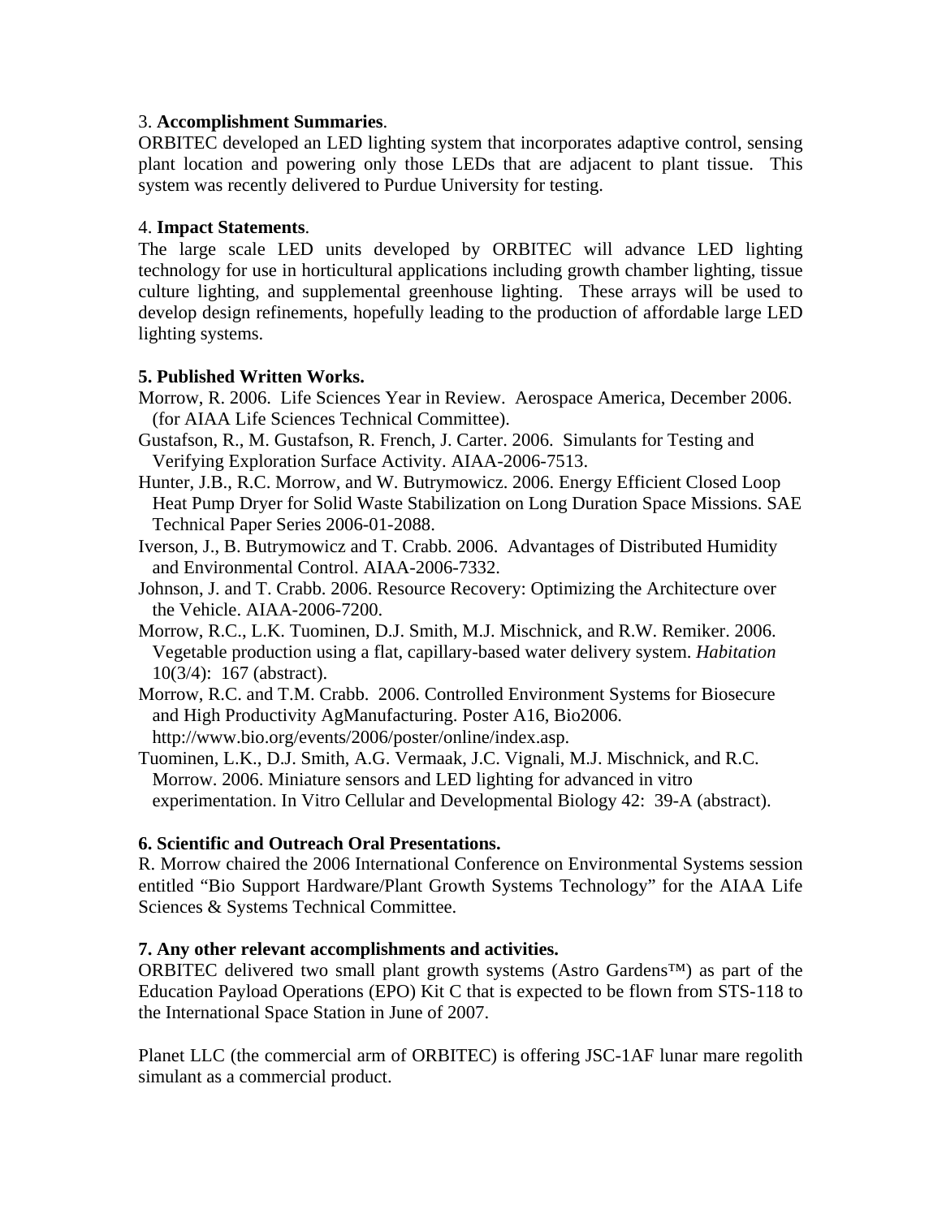3. **Accomplishment Summaries**.

ORBITEC developed an LED lighting system that incorporates adaptive control, sensing plant location and powering only those LEDs that are adjacent to plant tissue. This system was recently delivered to Purdue University for testing.

4. **Impact Statements**.

The large scale LED units developed by ORBITEC will advance LED lighting technology for use in horticultural applications including growth chamber lighting, tissue culture lighting, and supplemental greenhouse lighting. These arrays will be used to develop design refinements, hopefully leading to the production of affordable large LED lighting systems.

**5. Published Written Works.**

Morrow, R. 2006. Life Sciences Year in Review. Aerospace America, December 2006. (for AIAA Life Sciences Technical Committee).

Gustafson, R., M. Gustafson, R. French, J. Carter. 2006. Simulants for Testing and Verifying Exploration Surface Activity. AIAA-2006-7513.

Hunter, J.B., R.C. Morrow, and W. Butrymowicz. 2006. Energy Efficient Closed Loop Heat Pump Dryer for Solid Waste Stabilization on Long Duration Space Missions. SAE Technical Paper Series 2006-01-2088.

Iverson, J., B. Butrymowicz and T. Crabb. 2006. Advantages of Distributed Humidity and Environmental Control. AIAA-2006-7332.

Johnson, J. and T. Crabb. 2006. Resource Recovery: Optimizing the Architecture over the Vehicle. AIAA-2006-7200.

Morrow, R.C., L.K. Tuominen, D.J. Smith, M.J. Mischnick, and R.W. Remiker. 2006. Vegetable production using a flat, capillary-based water delivery system. *Habitation* 10(3/4): 167 (abstract).

Morrow, R.C. and T.M. Crabb. 2006. Controlled Environment Systems for Biosecure and High Productivity AgManufacturing. Poster A16, Bio2006. http://www.bio.org/events/2006/poster/online/index.asp.

Tuominen, L.K., D.J. Smith, A.G. Vermaak, J.C. Vignali, M.J. Mischnick, and R.C. Morrow. 2006. Miniature sensors and LED lighting for advanced in vitro experimentation. In Vitro Cellular and Developmental Biology 42: 39-A (abstract).

**6. Scientific and Outreach Oral Presentations.**

R. Morrow chaired the 2006 International Conference on Environmental Systems session entitled "Bio Support Hardware/Plant Growth Systems Technology" for the AIAA Life Sciences & Systems Technical Committee.

**7. Any other relevant accomplishments and activities.**

ORBITEC delivered two small plant growth systems (Astro Gardens™) as part of the Education Payload Operations (EPO) Kit C that is expected to be flown from STS-118 to the International Space Station in June of 2007.

Planet LLC (the commercial arm of ORBITEC) is offering JSC-1AF lunar mare regolith simulant as a commercial product.